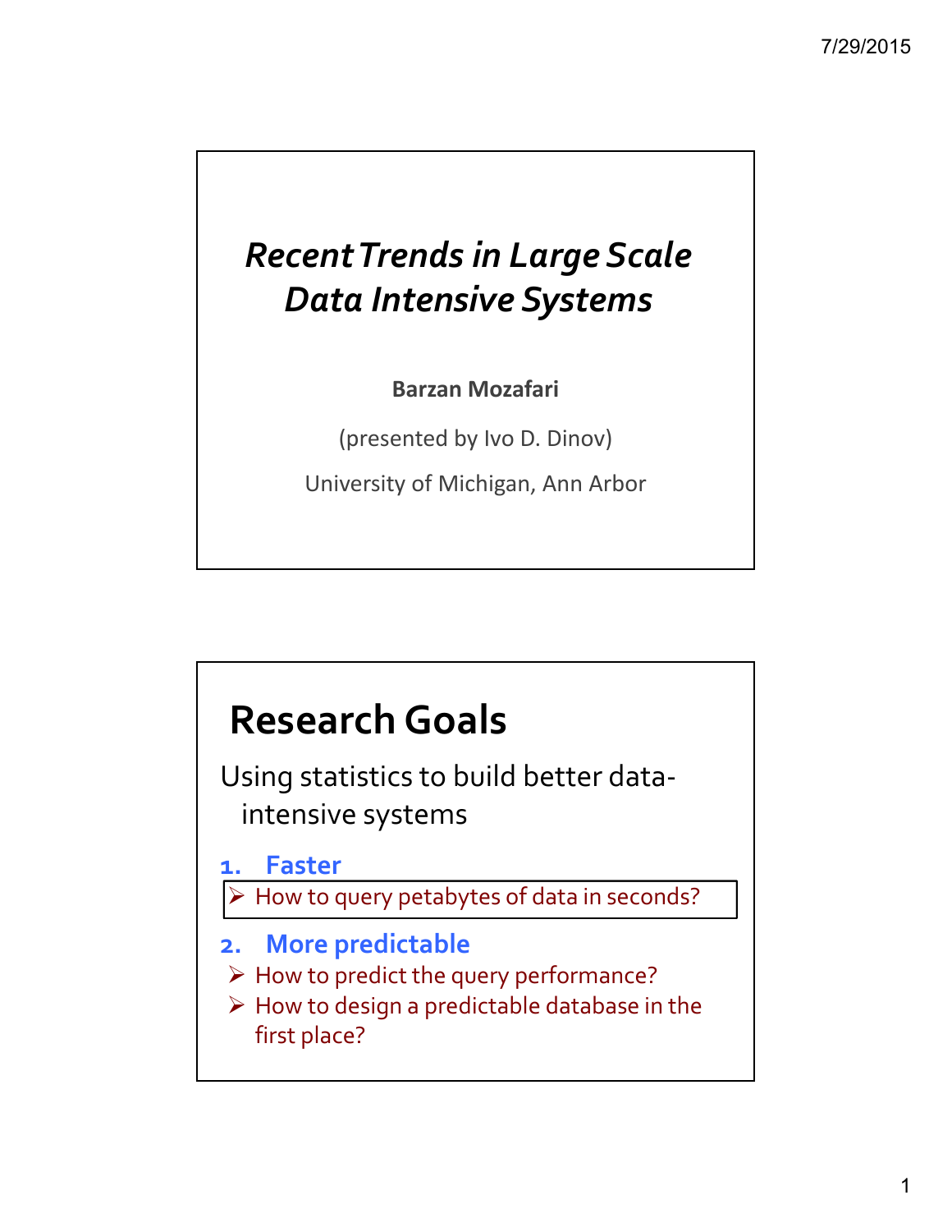# *Recent Trends in Large Scale Data Intensive Systems*

**Barzan Mozafari**

(presented by Ivo D. Dinov)

University of Michigan, Ann Arbor

## Research Goals

Using statistics to build better data-intensive systems

1. **Faster**
   - How to query petabytes of data in seconds?
2. **More predictable**
   - How to predict the query performance?
   - How to design a predictable database in the first place?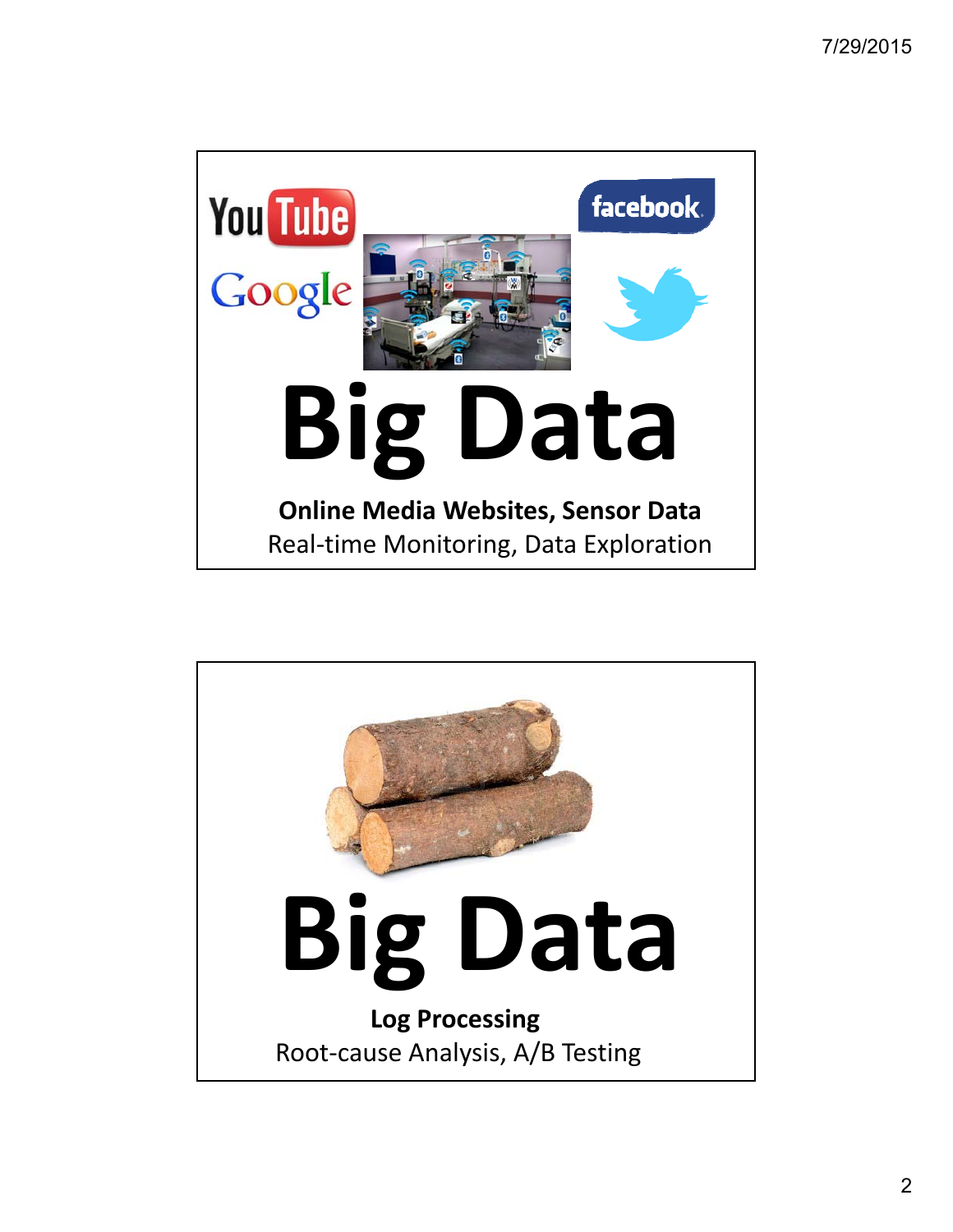# Big Data

**Online Media Websites, Sensor Data**

Real-time Monitoring, Data Exploration

# Big Data

**Log Processing**

Root-cause Analysis, A/B Testing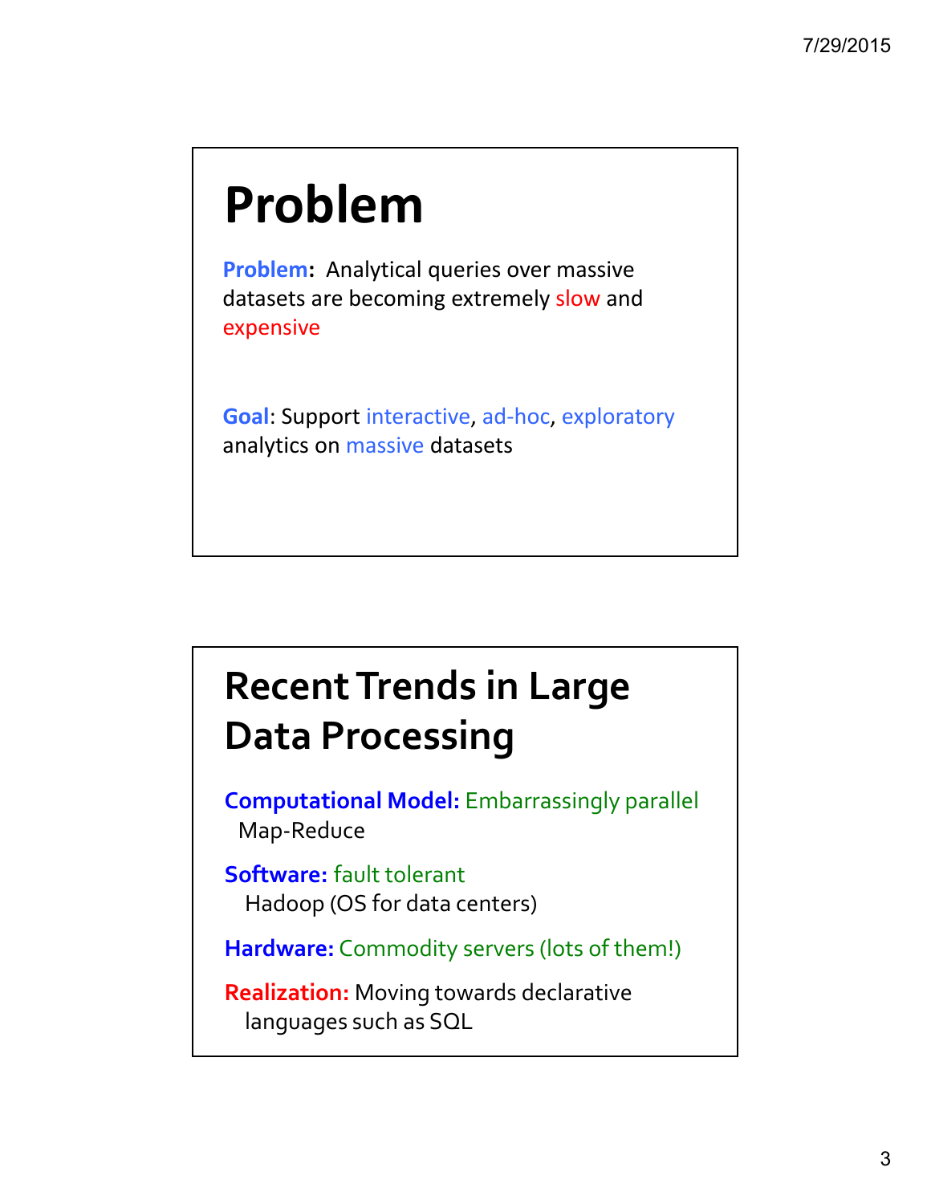# Problem

**Problem:** Analytical queries over massive datasets are becoming extremely slow and expensive

**Goal**: Support interactive, ad-hoc, exploratory analytics on massive datasets

# Recent Trends in Large Data Processing

**Computational Model:** Embarrassingly parallel
Map-Reduce

**Software:** fault tolerant
Hadoop (OS for data centers)

**Hardware:** Commodity servers (lots of them!)

**Realization:** Moving towards declarative languages such as SQL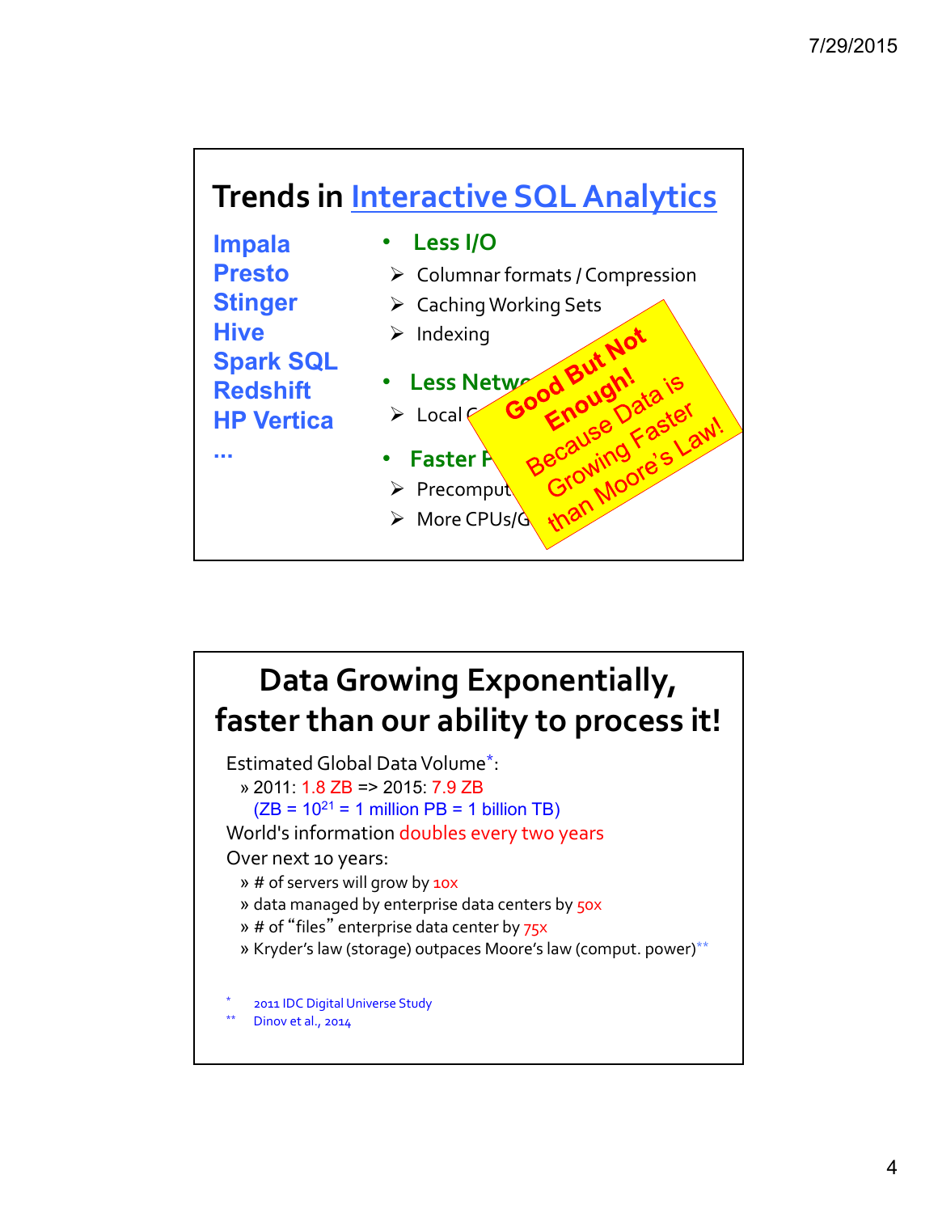## Trends in Interactive SQL Analytics

- Impala
- Presto
- Stinger
- Hive
- Spark SQL
- Redshift
- HP Vertica
- ...

- **Less I/O**
  - Columnar formats / Compression
  - Caching Working Sets
  - Indexing
- **Less Netwo**
  - Local C
- **Faster P**
  - Precomput
  - More CPUs/G

**Good But Not Enough!** Because Data is Growing Faster than Moore's Law!

## Data Growing Exponentially, faster than our ability to process it!

Estimated Global Data Volume*:

- 2011: 1.8 ZB => 2015: 7.9 ZB
  (ZB = $10^{21}$ = 1 million PB = 1 billion TB)

World's information doubles every two years

Over next 10 years:

- # of servers will grow by 10x
- data managed by enterprise data centers by 50x
- # of "files" enterprise data center by 75x
- Kryder's law (storage) outpaces Moore's law (comput. power)**

\* 2011 IDC Digital Universe Study

** Dinov et al., 2014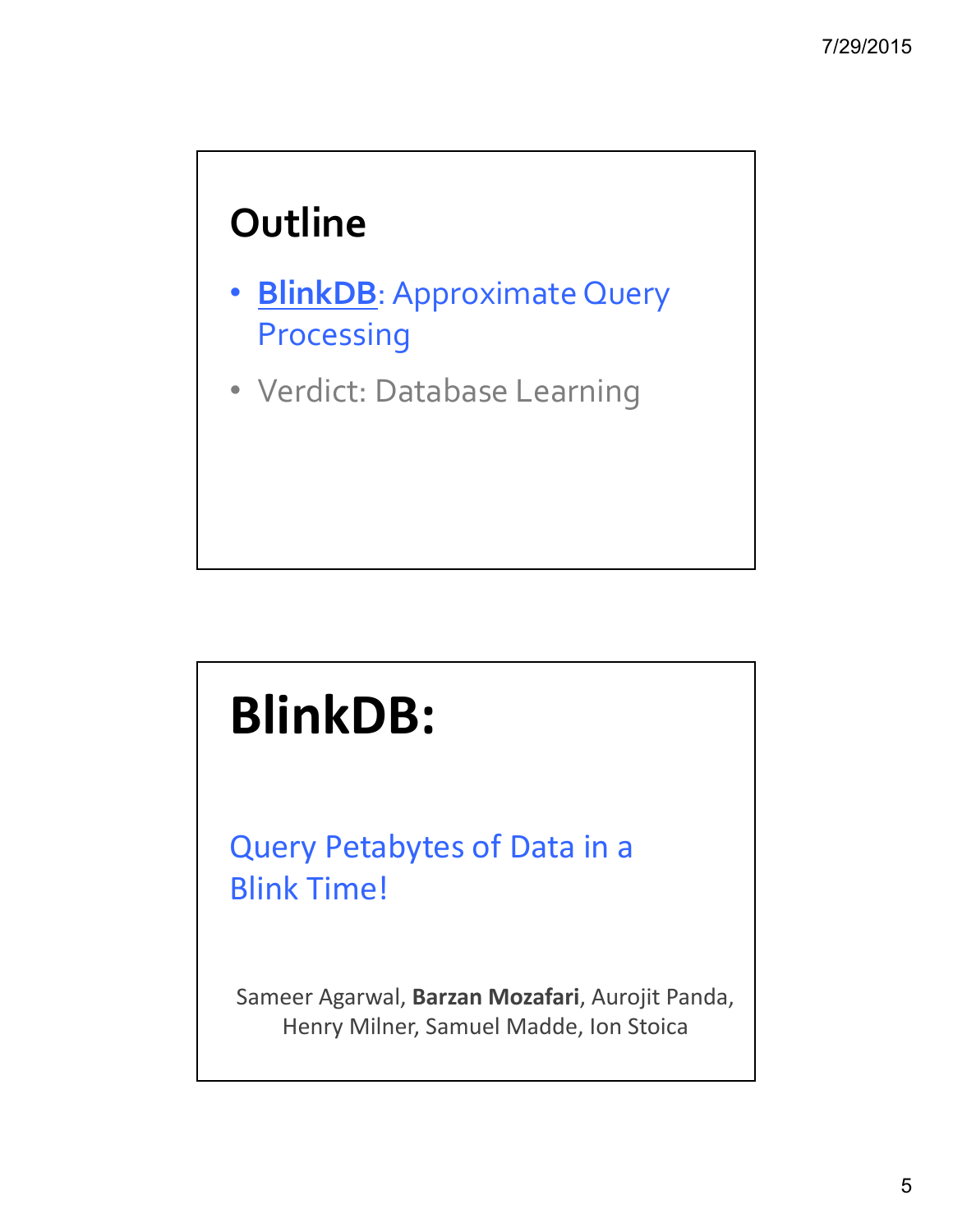## Outline

- **BlinkDB**: Approximate Query Processing
- Verdict: Database Learning

# BlinkDB:

Query Petabytes of Data in a Blink Time!

Sameer Agarwal, **Barzan Mozafari**, Aurojit Panda, Henry Milner, Samuel Madde, Ion Stoica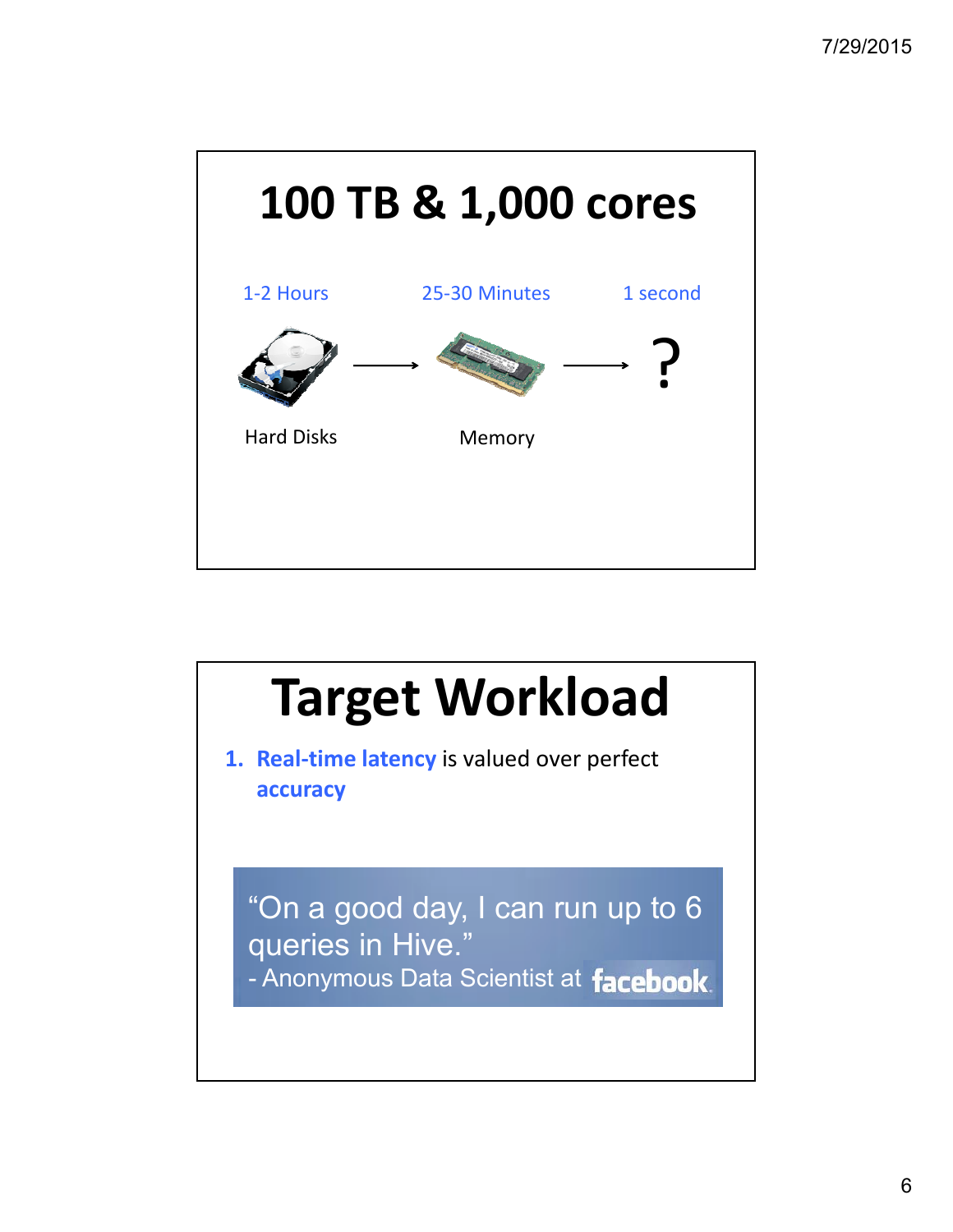# 100 TB & 1,000 cores

| 1-2 Hours | | 25-30 Minutes | | 1 second |
| --- | --- | --- | --- | --- |
| Hard Disks | → | Memory | → | ? |

# Target Workload

1. **Real-time latency** is valued over perfect **accuracy**

> "On a good day, I can run up to 6 queries in Hive."
> - Anonymous Data Scientist at facebook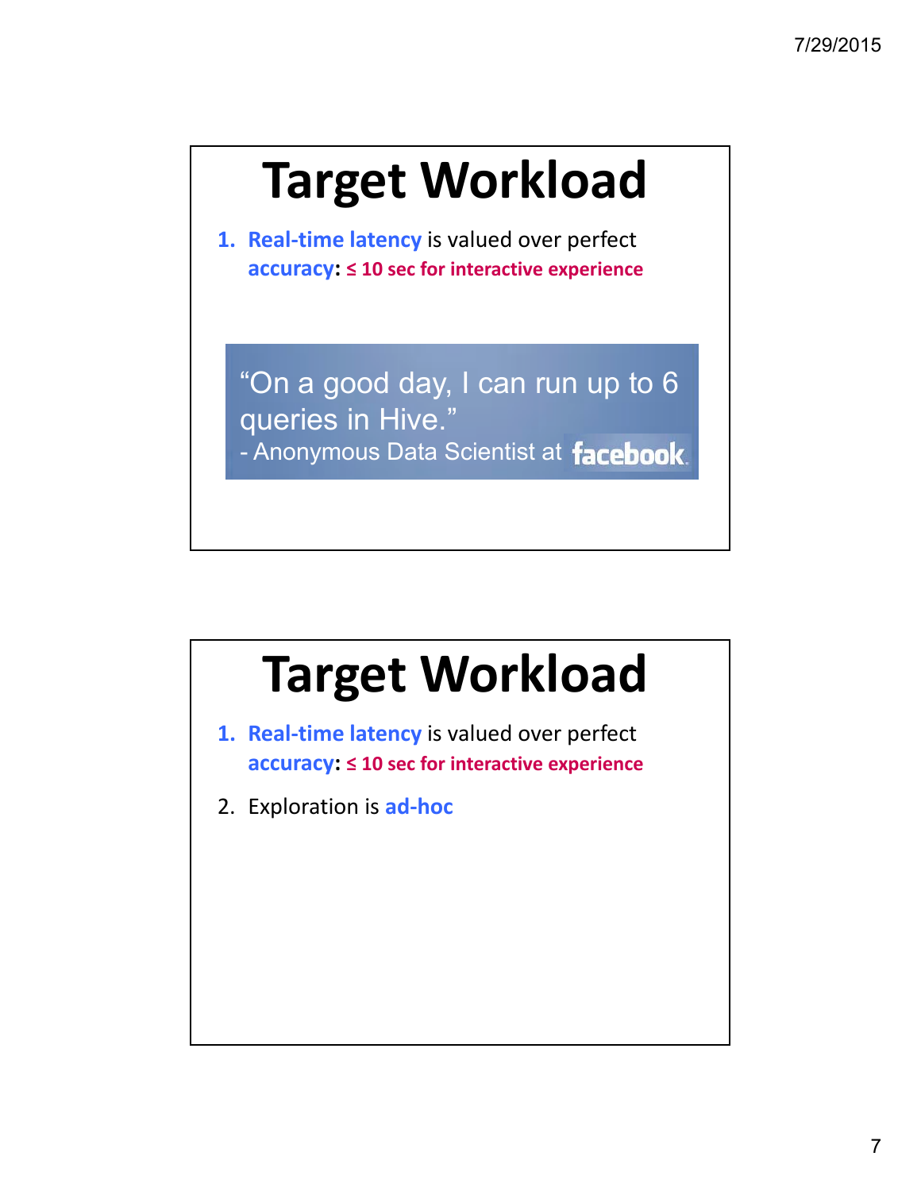# Target Workload

1. **Real-time latency** is valued over perfect **accuracy**: **≤ 10 sec for interactive experience**

> "On a good day, I can run up to 6 queries in Hive."
> - Anonymous Data Scientist at facebook

# Target Workload

1. **Real-time latency** is valued over perfect **accuracy**: **≤ 10 sec for interactive experience**
2. Exploration is **ad-hoc**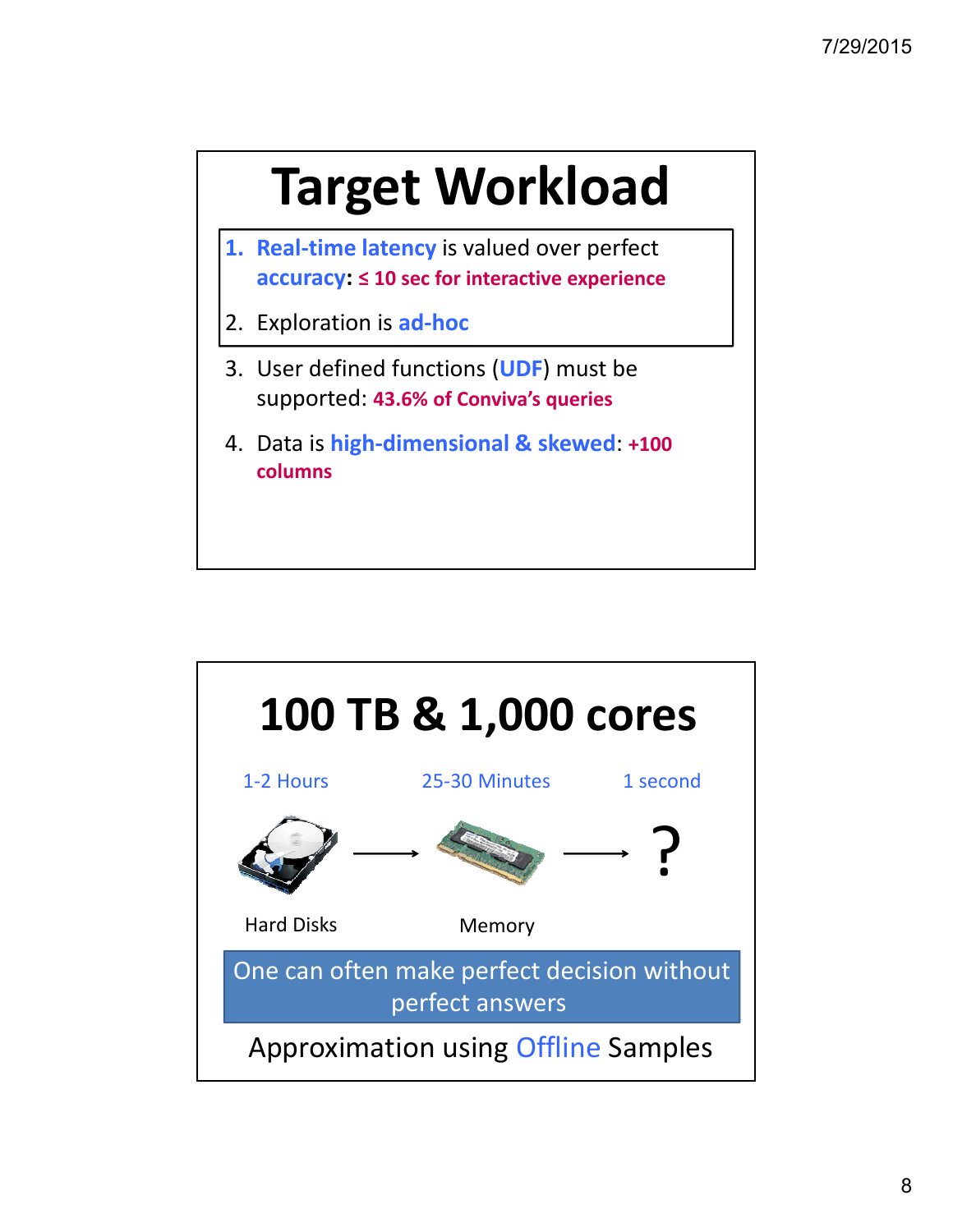# Target Workload

1. **Real-time latency** is valued over perfect **accuracy**: **≤ 10 sec for interactive experience**
2. Exploration is **ad-hoc**
3. User defined functions (**UDF**) must be supported: **43.6% of Conviva's queries**
4. Data is **high-dimensional & skewed**: **+100 columns**

# 100 TB & 1,000 cores

| 1-2 Hours | 25-30 Minutes | 1 second |
| --- | --- | --- |
| Hard Disks | Memory | ? |

One can often make perfect decision without perfect answers

Approximation using Offline Samples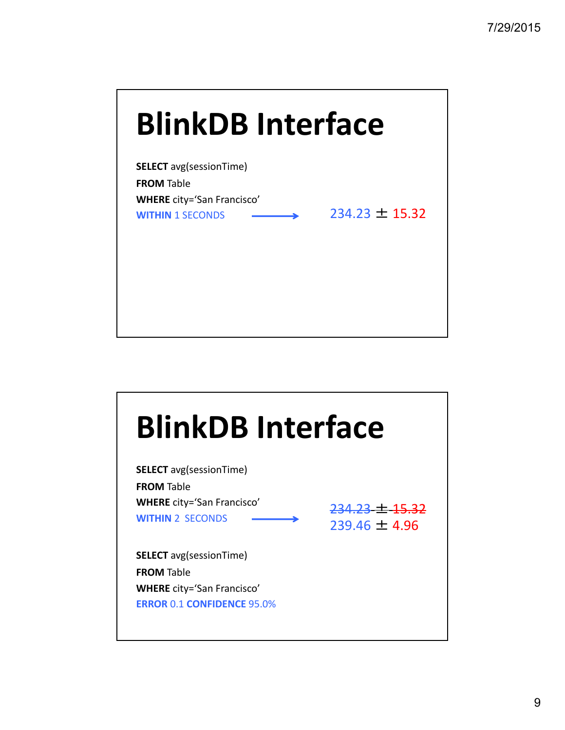# BlinkDB Interface

```
SELECT avg(sessionTime)
FROM Table
WHERE city='San Francisco'
WITHIN 1 SECONDS
```

→ 234.23 ± 15.32

# BlinkDB Interface

```
SELECT avg(sessionTime)
FROM Table
WHERE city='San Francisco'
WITHIN 2 SECONDS
```

→ ~~234.23 ± 15.32~~
239.46 ± 4.96

```
SELECT avg(sessionTime)
FROM Table
WHERE city='San Francisco'
ERROR 0.1 CONFIDENCE 95.0%
```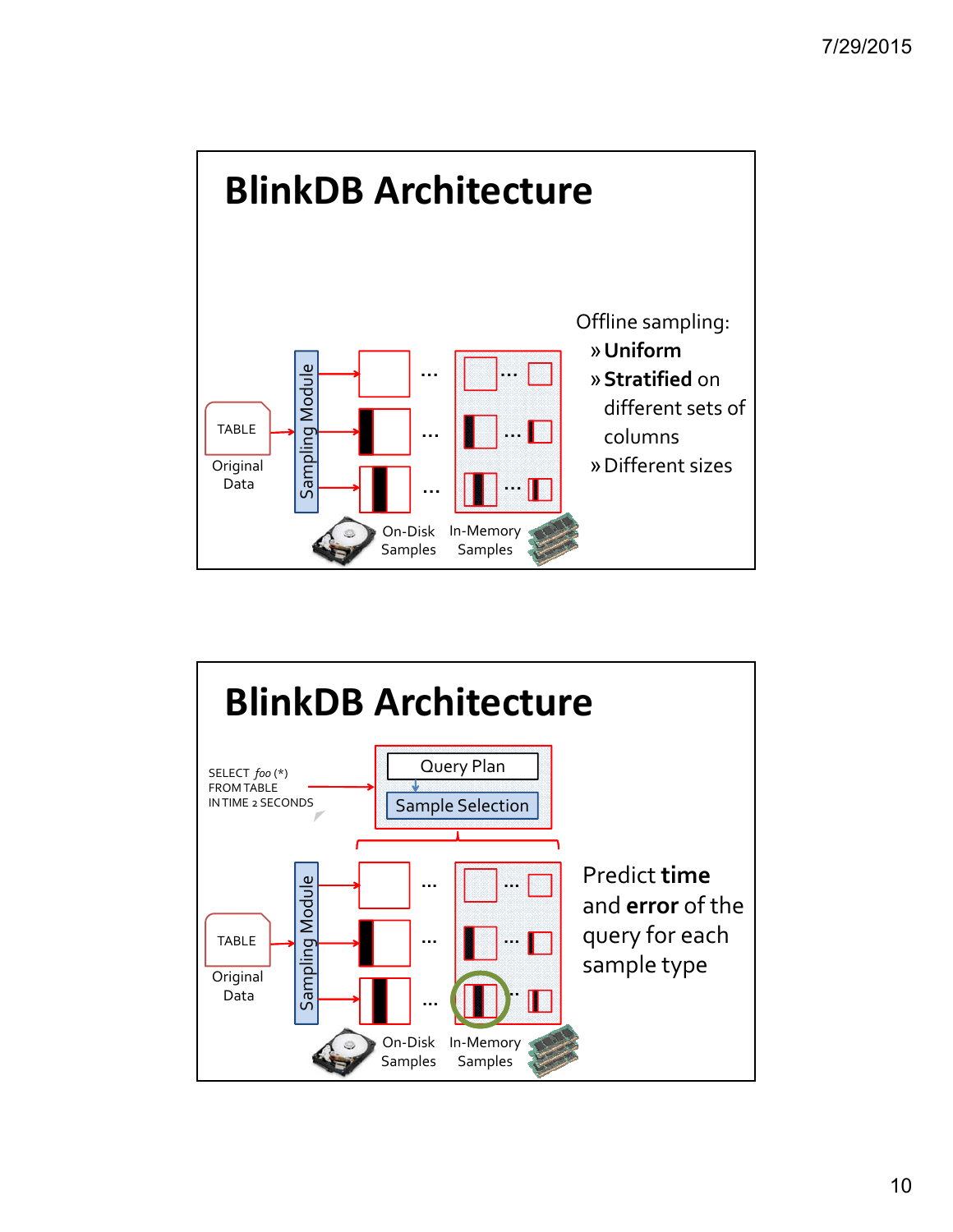# BlinkDB Architecture

TABLE

Original Data

Sampling Module

On-Disk Samples

In-Memory Samples

Offline sampling:

» **Uniform**

» **Stratified** on different sets of columns

» Different sizes

# BlinkDB Architecture

SELECT *foo* (*)
FROM TABLE
IN TIME 2 SECONDS

Query Plan

Sample Selection

TABLE

Original Data

Sampling Module

On-Disk Samples

In-Memory Samples

Predict **time** and **error** of the query for each sample type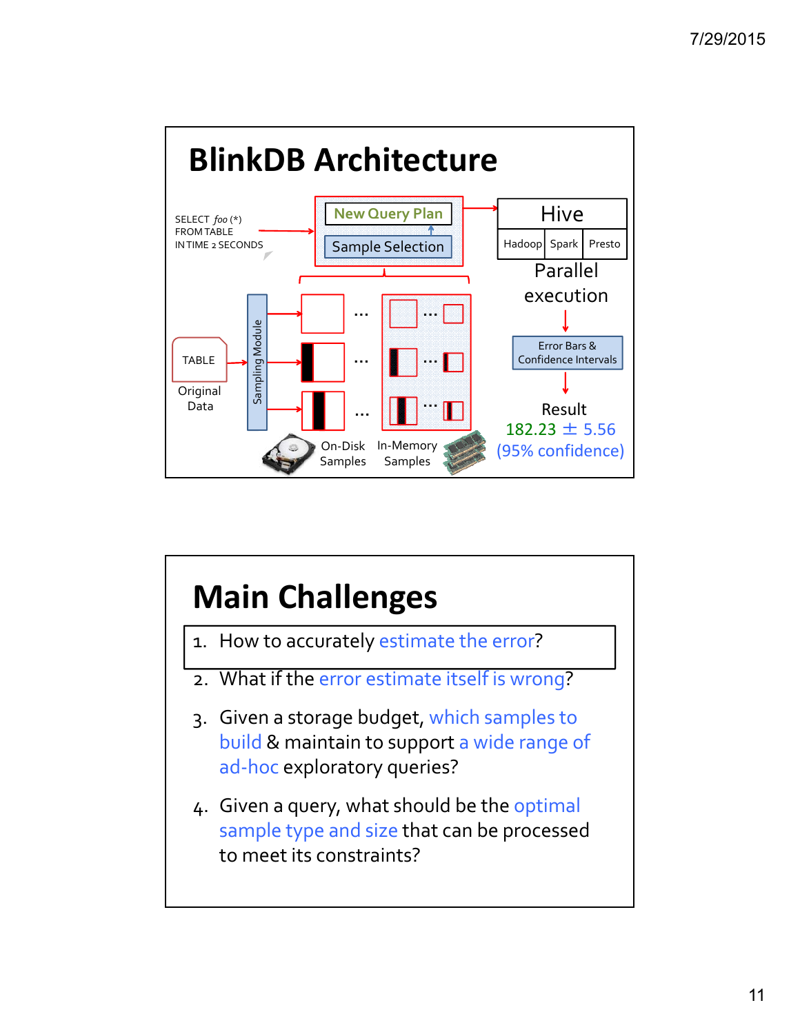# BlinkDB Architecture

SELECT *foo* (*)
FROM TABLE
IN TIME 2 SECONDS

New Query Plan

Sample Selection

Hive

Hadoop | Spark | Presto

Parallel execution

Error Bars & Confidence Intervals

Result
182.23 ± 5.56
(95% confidence)

TABLE

Original Data

Sampling Module

On-Disk Samples

In-Memory Samples

# Main Challenges

1. How to accurately estimate the error?
2. What if the error estimate itself is wrong?
3. Given a storage budget, which samples to build & maintain to support a wide range of ad-hoc exploratory queries?
4. Given a query, what should be the optimal sample type and size that can be processed to meet its constraints?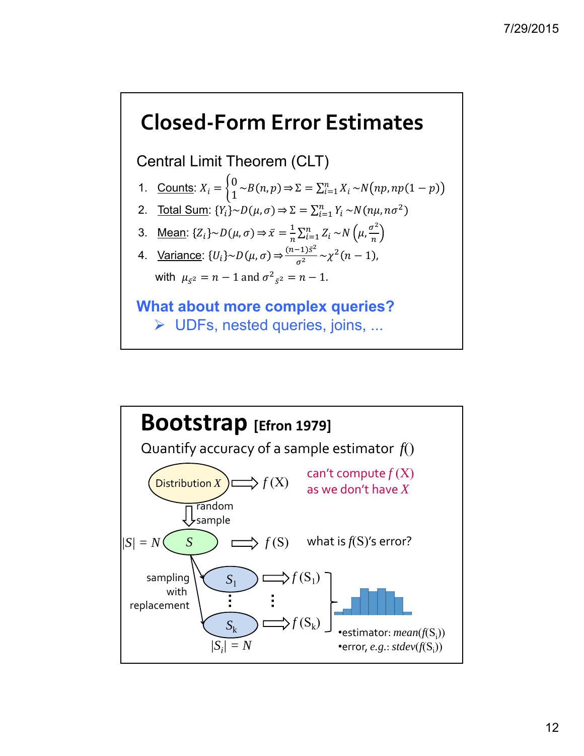# Closed-Form Error Estimates

Central Limit Theorem (CLT)

1. Counts: $X_i = \begin{cases} 0 \\ 1 \end{cases} \sim B(n,p) \Rightarrow \Sigma = \sum_{i=1}^{n} X_i \sim N(np, np(1-p))$
2. Total Sum: $\{Y_i\} \sim D(\mu, \sigma) \Rightarrow \Sigma = \sum_{i=1}^{n} Y_i \sim N(n\mu, n\sigma^2)$
3. Mean: $\{Z_i\} \sim D(\mu, \sigma) \Rightarrow \bar{x} = \frac{1}{n}\sum_{i=1}^{n} Z_i \sim N\left(\mu, \frac{\sigma^2}{n}\right)$
4. Variance: $\{U_i\} \sim D(\mu, \sigma) \Rightarrow \frac{(n-1)\bar{s}^2}{\sigma^2} \sim \chi^2(n-1)$,

   with $\mu_{\bar{s}^2} = n-1$ and $\sigma^2{}_{\bar{s}^2} = n-1$.

**What about more complex queries?**

- UDFs, nested queries, joins, ...

# Bootstrap [Efron 1979]

Quantify accuracy of a sample estimator $f()$

- Distribution $X$ ⇒ $f(X)$ — can't compute $f(X)$ as we don't have $X$
- random sample: $|S| = N$, $S$ ⇒ $f(S)$ — what is $f(S)$'s error?
- sampling with replacement: $S_1, \ldots, S_k$ ⇒ $f(S_1), \ldots, f(S_k)$, with $|S_i| = N$
  - estimator: $mean(f(S_i))$
  - error, e.g.: $stdev(f(S_i))$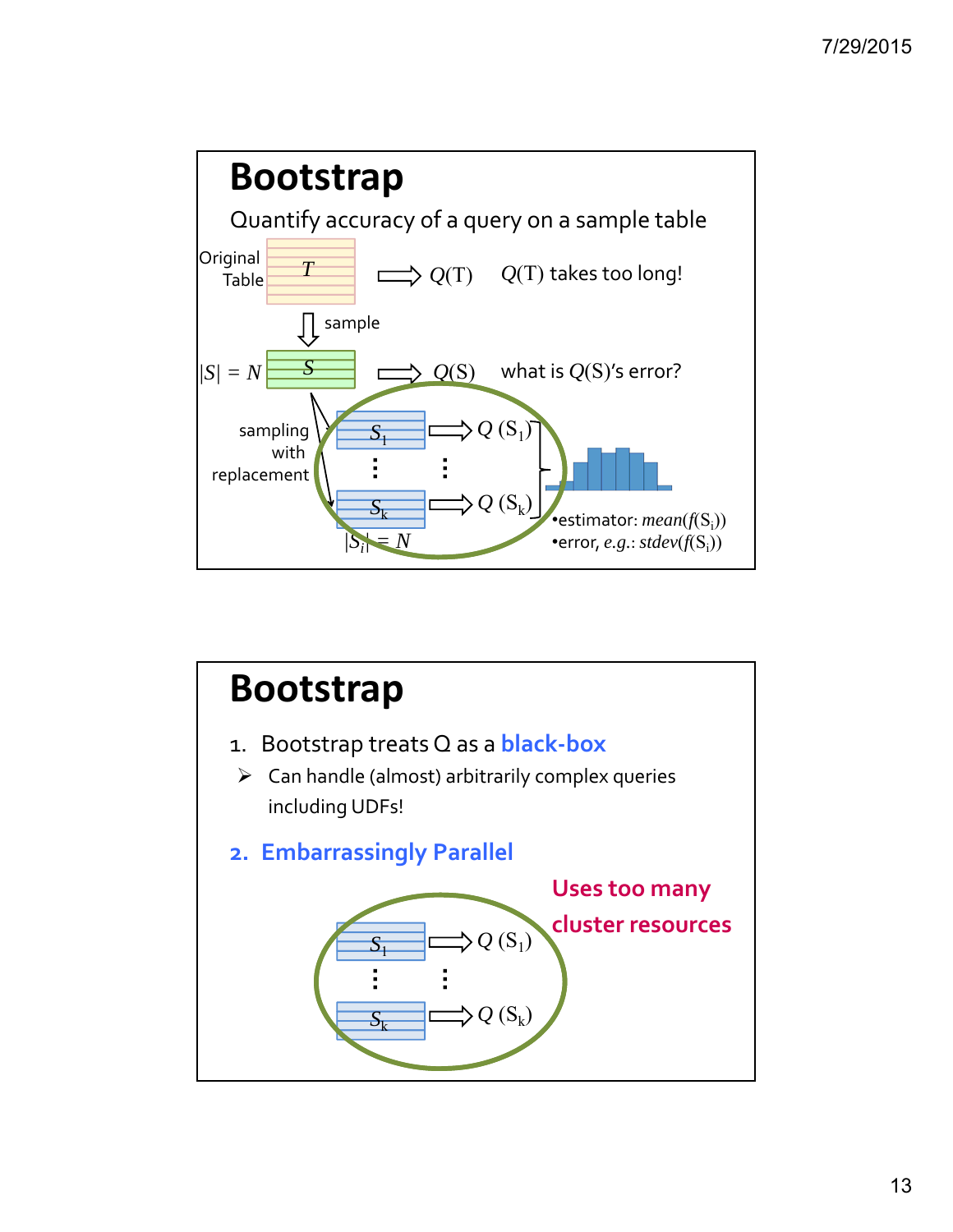# Bootstrap

Quantify accuracy of a query on a sample table

Original Table $T$ ⟹ $Q(T)$ — $Q(T)$ takes too long!

⇓ sample

$|S| = N$ — $S$ ⟹ $Q(S)$ — what is $Q(S)$'s error?

sampling with replacement

$S_1$ ⟹ $Q(S_1)$

⋮

$S_k$ ⟹ $Q(S_k)$

$|S_i| = N$

- estimator: $mean(f(S_i))$
- error, *e.g.*: $stdev(f(S_i))$

# Bootstrap

1. Bootstrap treats Q as a **black-box**
   - Can handle (almost) arbitrarily complex queries including UDFs!
2. **Embarrassingly Parallel**

$S_1$ ⟹ $Q(S_1)$

⋮

$S_k$ ⟹ $Q(S_k)$

**Uses too many cluster resources**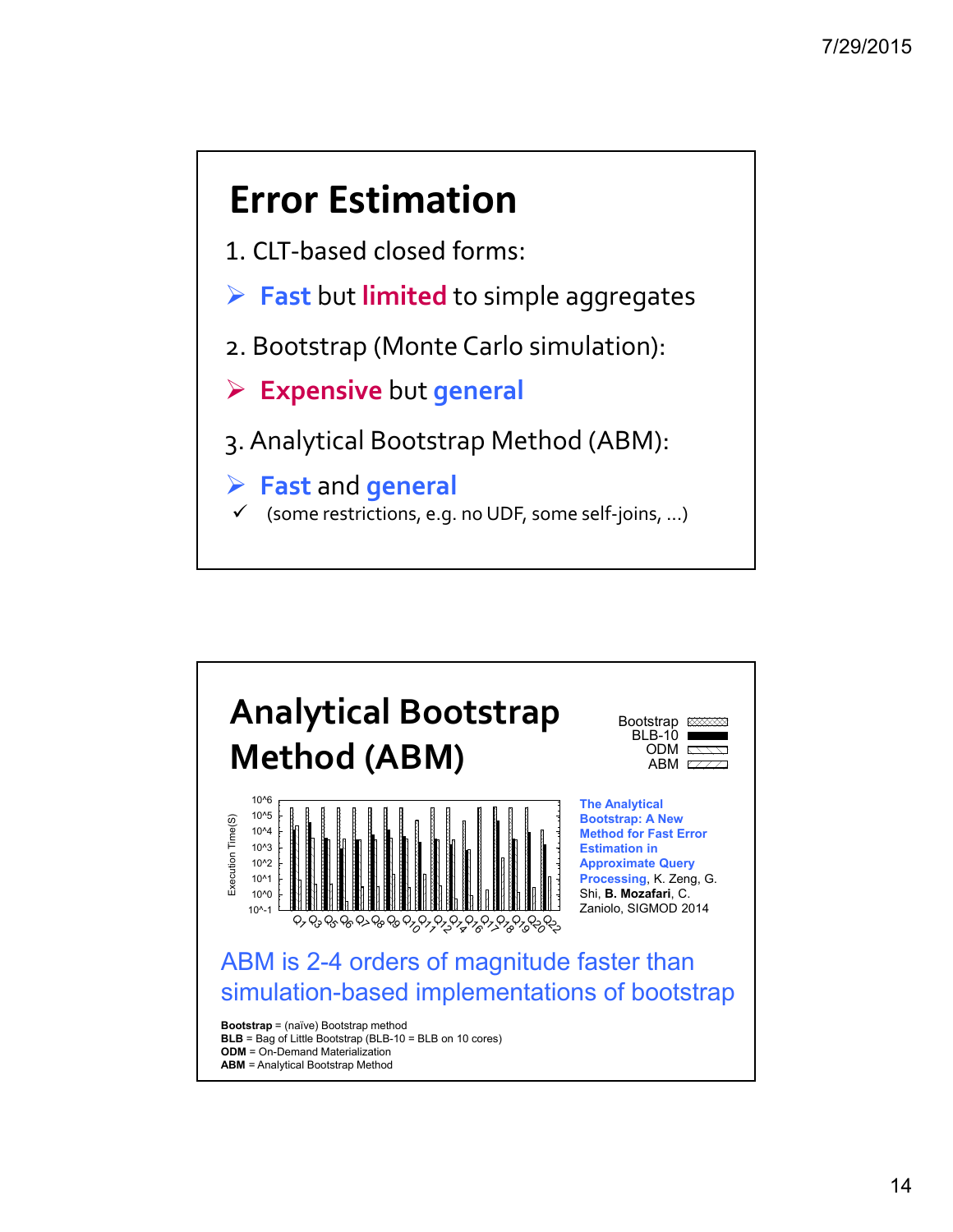# Error Estimation

1. CLT-based closed forms:

- ➢ **Fast** but **limited** to simple aggregates

2. Bootstrap (Monte Carlo simulation):

- ➢ **Expensive** but **general**

3. Analytical Bootstrap Method (ABM):

- ➢ **Fast** and **general**
  - ✓ (some restrictions, e.g. no UDF, some self-joins, …)

# Analytical Bootstrap Method (ABM)

**The Analytical Bootstrap: A New Method for Fast Error Estimation in Approximate Query Processing**, K. Zeng, G. Shi, **B. Mozafari**, C. Zaniolo, SIGMOD 2014

ABM is 2-4 orders of magnitude faster than simulation-based implementations of bootstrap

**Bootstrap** = (naïve) Bootstrap method
**BLB** = Bag of Little Bootstrap (BLB-10 = BLB on 10 cores)
**ODM** = On-Demand Materialization
**ABM** = Analytical Bootstrap Method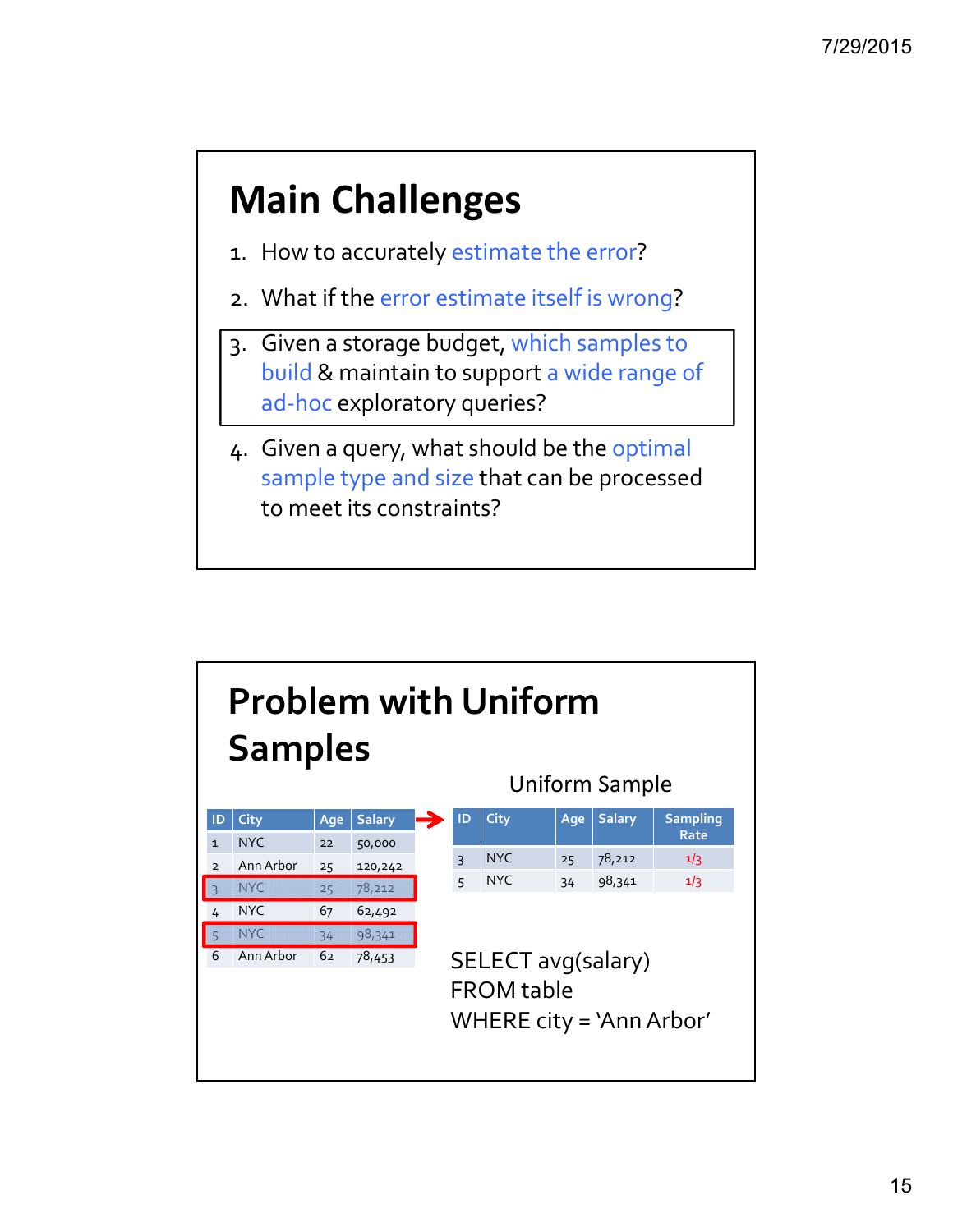# Main Challenges

1. How to accurately estimate the error?
2. What if the error estimate itself is wrong?
3. Given a storage budget, which samples to build & maintain to support a wide range of ad-hoc exploratory queries?
4. Given a query, what should be the optimal sample type and size that can be processed to meet its constraints?

# Problem with Uniform Samples

| ID | City | Age | Salary |
|---|---|---|---|
| 1 | NYC | 22 | 50,000 |
| 2 | Ann Arbor | 25 | 120,242 |
| 3 | NYC | 25 | 78,212 |
| 4 | NYC | 67 | 62,492 |
| 5 | NYC | 34 | 98,341 |
| 6 | Ann Arbor | 62 | 78,453 |

Uniform Sample

| ID | City | Age | Salary | Sampling Rate |
|---|---|---|---|---|
| 3 | NYC | 25 | 78,212 | 1/3 |
| 5 | NYC | 34 | 98,341 | 1/3 |

```
SELECT avg(salary)
FROM table
WHERE city = 'Ann Arbor'
```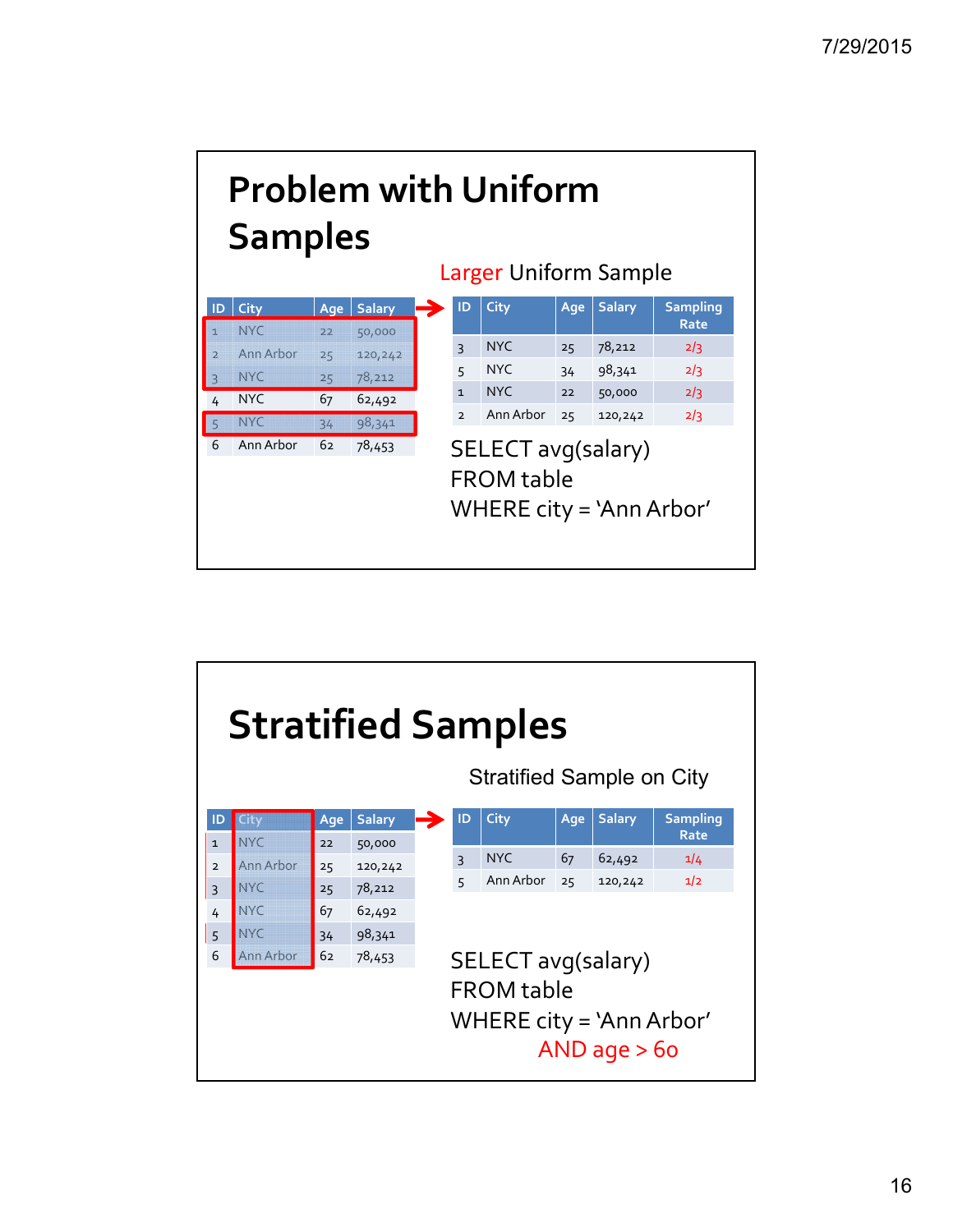# Problem with Uniform Samples

| ID | City | Age | Salary |
|---|---|---|---|
| 1 | NYC | 22 | 50,000 |
| 2 | Ann Arbor | 25 | 120,242 |
| 3 | NYC | 25 | 78,212 |
| 4 | NYC | 67 | 62,492 |
| 5 | NYC | 34 | 98,341 |
| 6 | Ann Arbor | 62 | 78,453 |

Larger Uniform Sample

| ID | City | Age | Salary | Sampling Rate |
|---|---|---|---|---|
| 3 | NYC | 25 | 78,212 | 2/3 |
| 5 | NYC | 34 | 98,341 | 2/3 |
| 1 | NYC | 22 | 50,000 | 2/3 |
| 2 | Ann Arbor | 25 | 120,242 | 2/3 |

```
SELECT avg(salary)
FROM table
WHERE city = 'Ann Arbor'
```

# Stratified Samples

| ID | City | Age | Salary |
|---|---|---|---|
| 1 | NYC | 22 | 50,000 |
| 2 | Ann Arbor | 25 | 120,242 |
| 3 | NYC | 25 | 78,212 |
| 4 | NYC | 67 | 62,492 |
| 5 | NYC | 34 | 98,341 |
| 6 | Ann Arbor | 62 | 78,453 |

Stratified Sample on City

| ID | City | Age | Salary | Sampling Rate |
|---|---|---|---|---|
| 3 | NYC | 67 | 62,492 | 1/4 |
| 5 | Ann Arbor | 25 | 120,242 | 1/2 |

```
SELECT avg(salary)
FROM table
WHERE city = 'Ann Arbor'
      AND age > 60
```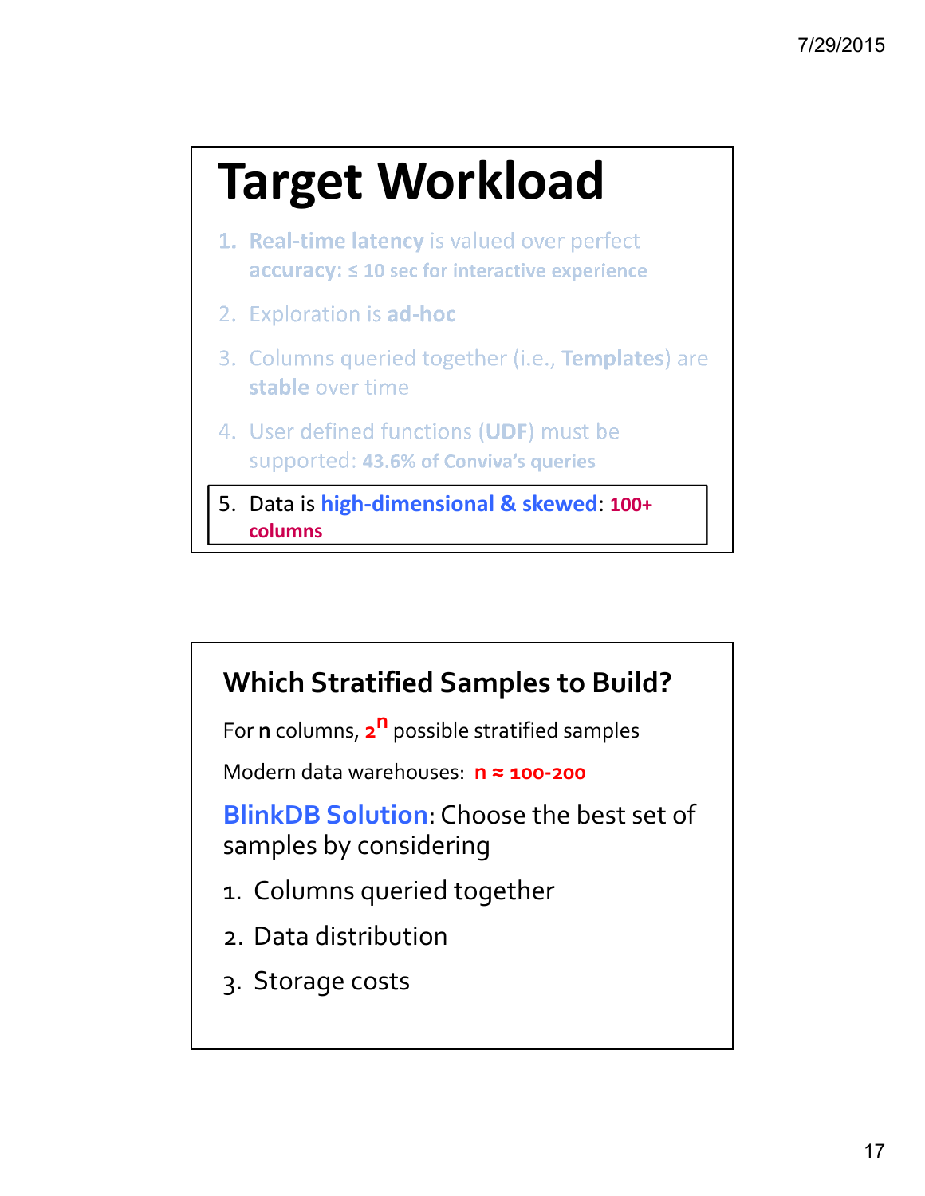# Target Workload

1. **Real-time latency** is valued over perfect **accuracy: ≤ 10 sec for interactive experience**
2. Exploration is **ad-hoc**
3. Columns queried together (i.e., **Templates**) are **stable** over time
4. User defined functions (**UDF**) must be supported: **43.6% of Conviva's queries**
5. Data is **high-dimensional & skewed**: **100+ columns**

## Which Stratified Samples to Build?

For **n** columns, $2^n$ possible stratified samples

Modern data warehouses: **n ≈ 100-200**

**BlinkDB Solution**: Choose the best set of samples by considering

1. Columns queried together
2. Data distribution
3. Storage costs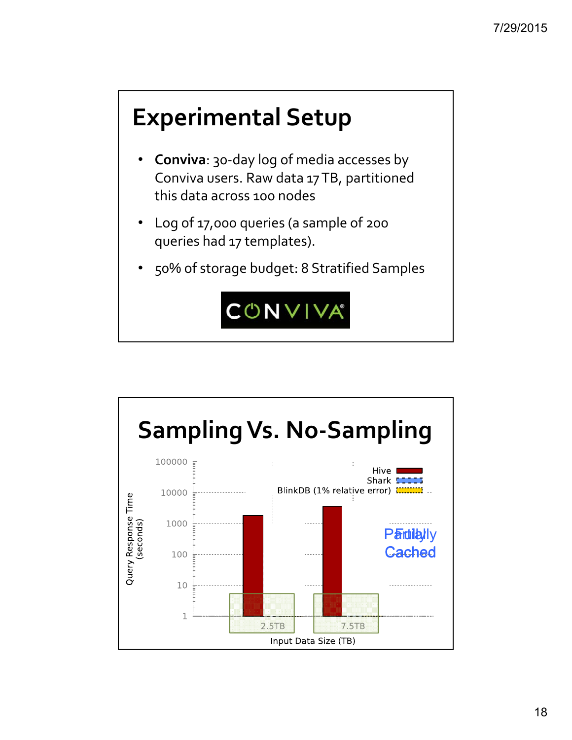# Experimental Setup

- **Conviva**: 30-day log of media accesses by Conviva users. Raw data 17 TB, partitioned this data across 100 nodes
- Log of 17,000 queries (a sample of 200 queries had 17 templates).
- 50% of storage budget: 8 Stratified Samples

CONVIVA

# Sampling Vs. No-Sampling

Query Response Time (seconds)

100000, 10000, 1000, 100, 10, 1

Hive
Shark
BlinkDB (1% relative error)

Partially / Fully Cached

2.5TB 7.5TB

Input Data Size (TB)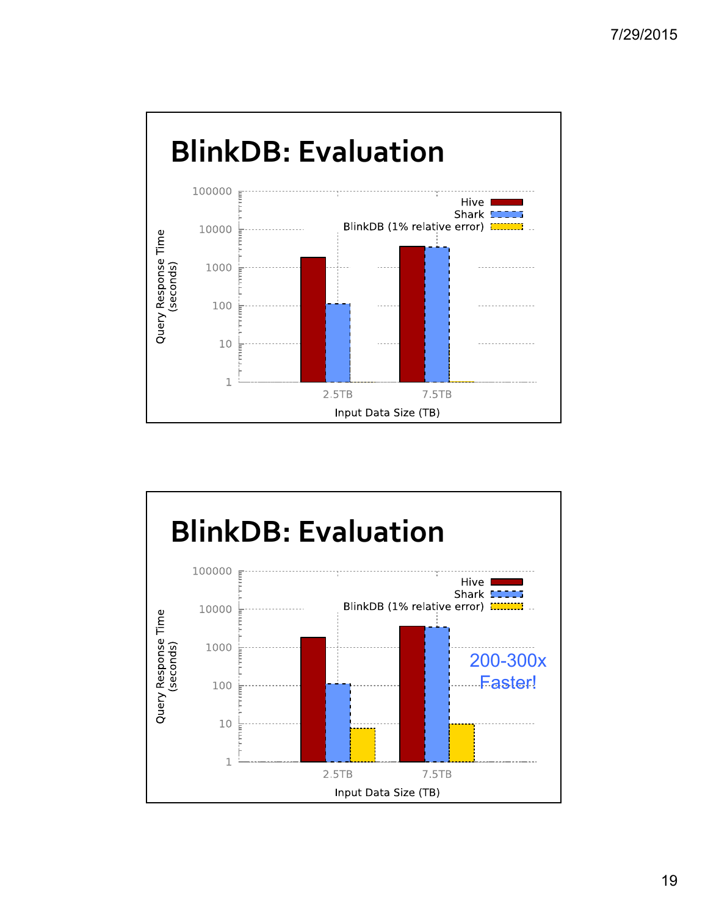# BlinkDB: Evaluation

Query Response Time (seconds)

Hive
Shark
BlinkDB (1% relative error)

100000
10000
1000
100
10
1

2.5TB
7.5TB

Input Data Size (TB)

# BlinkDB: Evaluation

Query Response Time (seconds)

Hive
Shark
BlinkDB (1% relative error)

100000
10000
1000
100
10
1

200-300x Faster!

2.5TB
7.5TB

Input Data Size (TB)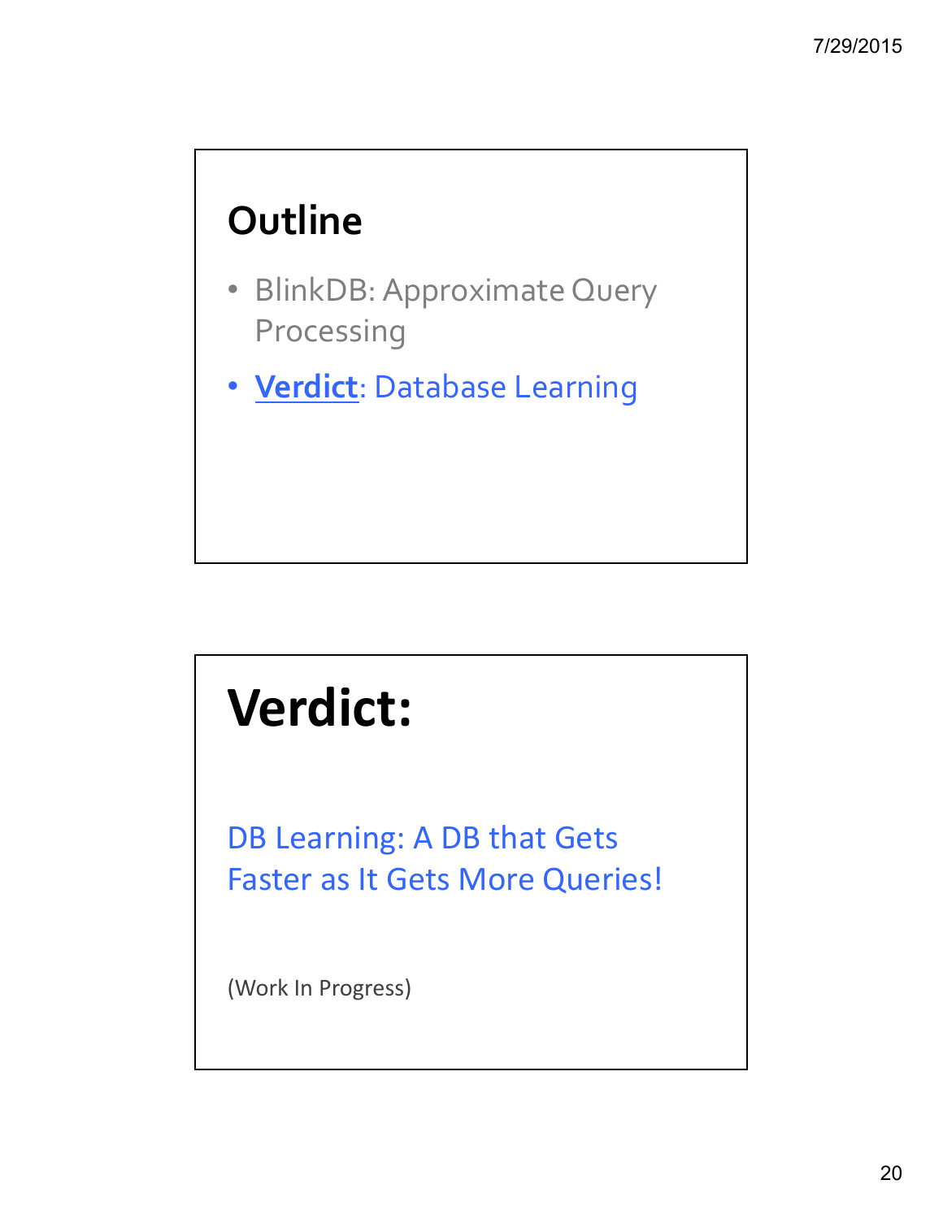## Outline

- BlinkDB: Approximate Query Processing
- **Verdict**: Database Learning

# Verdict:

DB Learning: A DB that Gets Faster as It Gets More Queries!

(Work In Progress)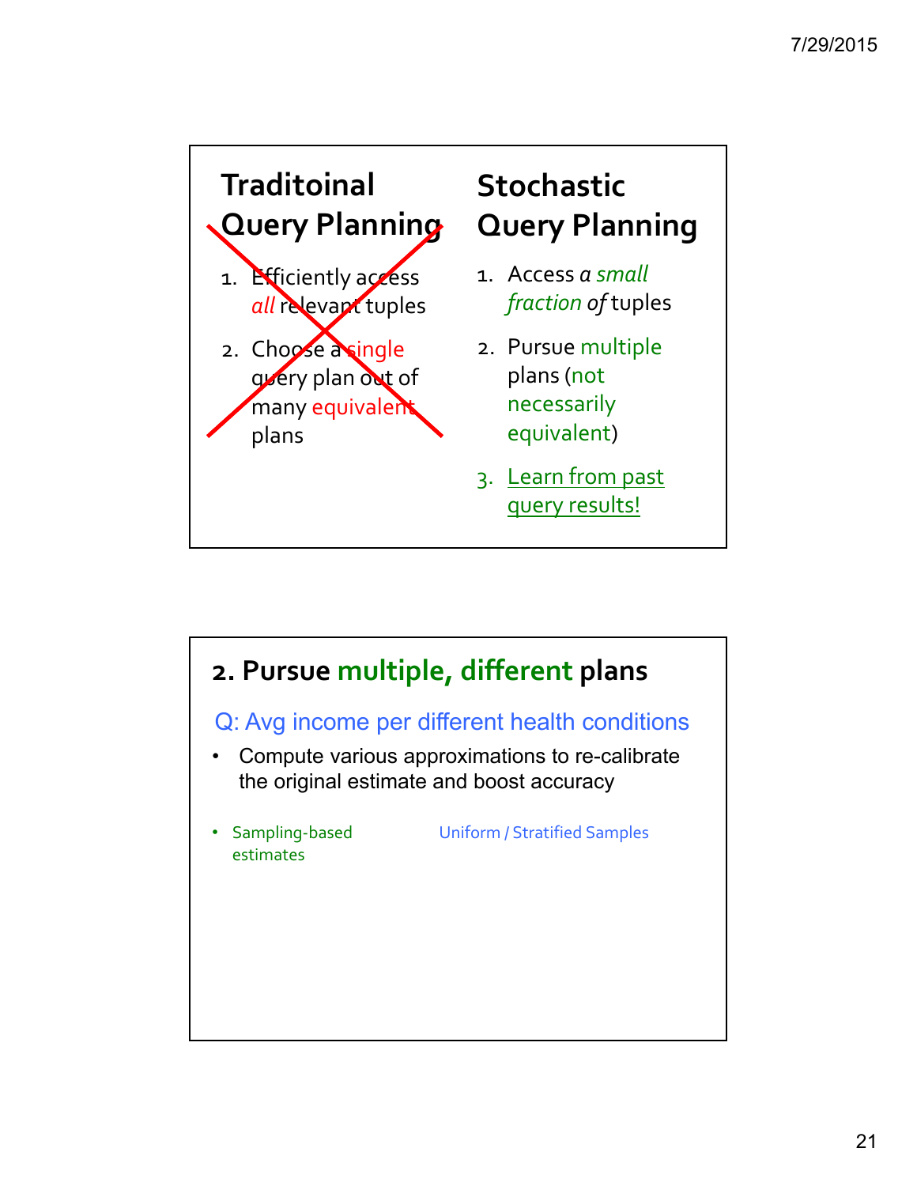## Traditoinal Query Planning

1. ~~Efficiently access *all* relevant tuples~~
2. ~~Choose a single query plan out of many equivalent plans~~

## Stochastic Query Planning

1. Access *a small fraction of* tuples
2. Pursue multiple plans (not necessarily equivalent)
3. Learn from past query results!

## 2. Pursue multiple, different plans

Q: Avg income per different health conditions

- Compute various approximations to re-calibrate the original estimate and boost accuracy

- Sampling-based estimates

Uniform / Stratified Samples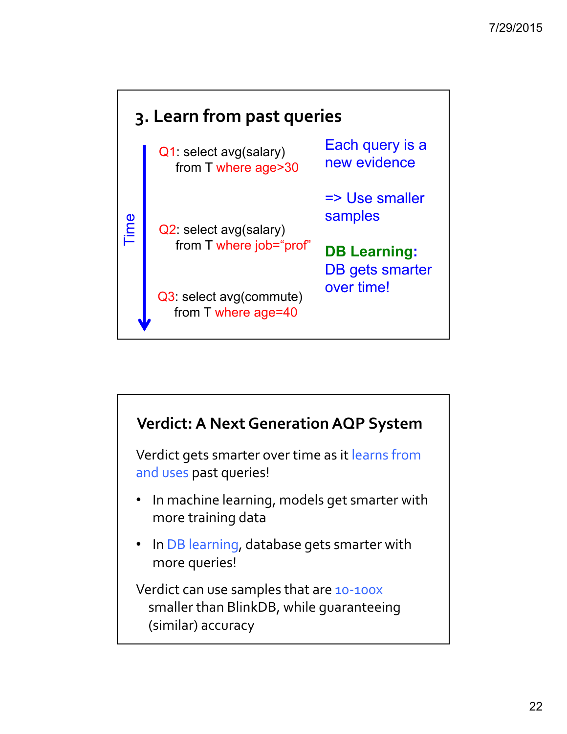## 3. Learn from past queries

Time

Q1: select avg(salary)
from T where age>30

Q2: select avg(salary)
from T where job="prof"

Q3: select avg(commute)
from T where age=40

Each query is a new evidence

=> Use smaller samples

**DB Learning**: DB gets smarter over time!

## Verdict: A Next Generation AQP System

Verdict gets smarter over time as it learns from and uses past queries!

- In machine learning, models get smarter with more training data
- In DB learning, database gets smarter with more queries!

Verdict can use samples that are 10-100x smaller than BlinkDB, while guaranteeing (similar) accuracy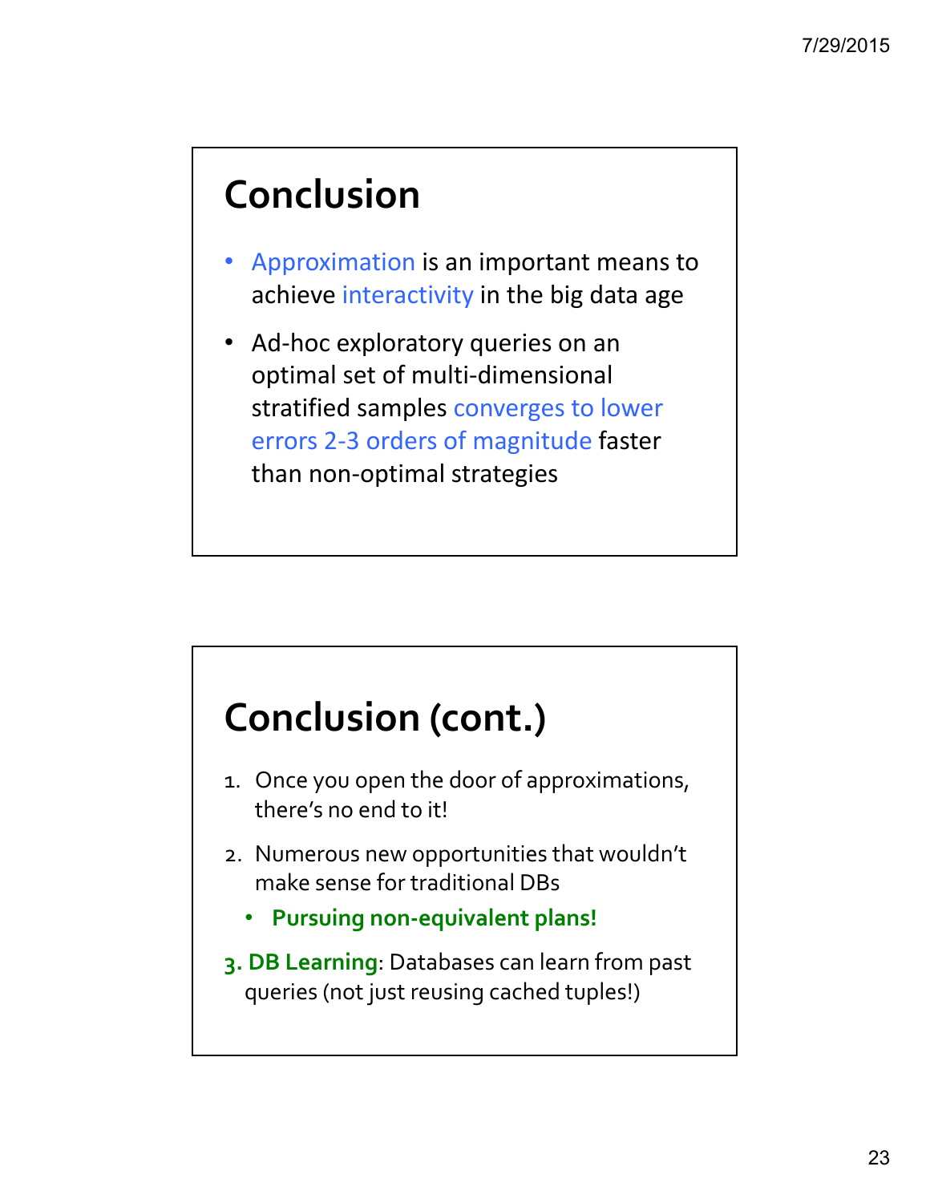# Conclusion

- Approximation is an important means to achieve interactivity in the big data age
- Ad-hoc exploratory queries on an optimal set of multi-dimensional stratified samples converges to lower errors 2-3 orders of magnitude faster than non-optimal strategies

# Conclusion (cont.)

1. Once you open the door of approximations, there's no end to it!
2. Numerous new opportunities that wouldn't make sense for traditional DBs
   - **Pursuing non-equivalent plans!**
3. **DB Learning**: Databases can learn from past queries (not just reusing cached tuples!)